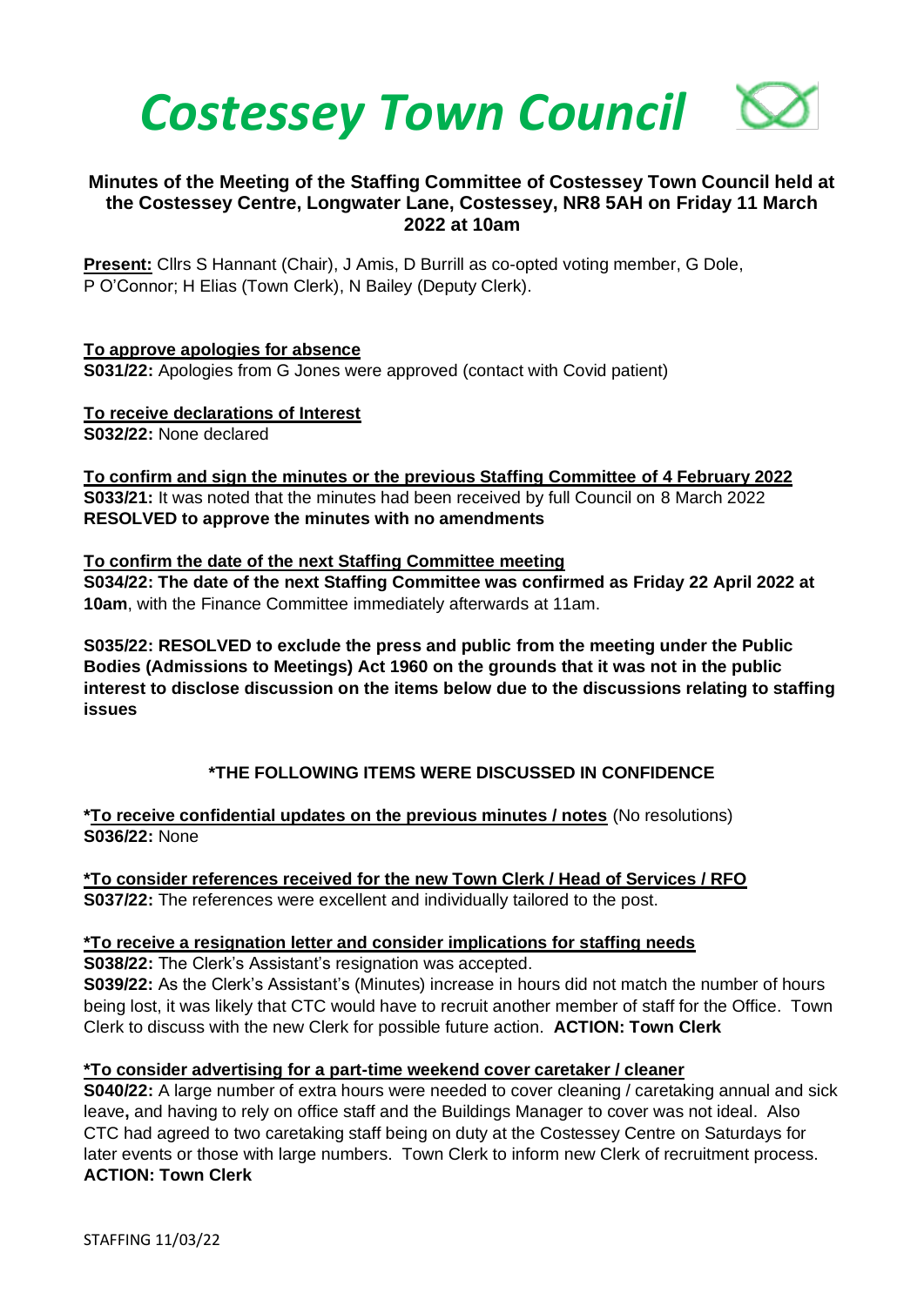# *Costessey Town Council*

### Minutes of the Meeting of the Staffing Committee of Costessey Town Council held at the Costessey Centre, Longwater Lane, Costessey, NR8 5AH on Friday 11 March 2022 at 10am

**Present:** Cllrs S Hannant (Chair), J Amis, D Burrill as co-opted voting member, G Dole, P O'Connor; H Elias (Town Clerk), N Bailey (Deputy Clerk).

**To approve apologies for absence**
**S031/22:** Apologies from G Jones were approved (contact with Covid patient)

**To receive declarations of Interest**
**S032/22:** None declared

**To confirm and sign the minutes or the previous Staffing Committee of 4 February 2022**
**S033/21:** It was noted that the minutes had been received by full Council on 8 March 2022
**RESOLVED to approve the minutes with no amendments**

**To confirm the date of the next Staffing Committee meeting**
**S034/22: The date of the next Staffing Committee was confirmed as Friday 22 April 2022 at 10am**, with the Finance Committee immediately afterwards at 11am.

**S035/22: RESOLVED to exclude the press and public from the meeting under the Public Bodies (Admissions to Meetings) Act 1960 on the grounds that it was not in the public interest to disclose discussion on the items below due to the discussions relating to staffing issues**

**\*THE FOLLOWING ITEMS WERE DISCUSSED IN CONFIDENCE**

**\*To receive confidential updates on the previous minutes / notes** (No resolutions)
**S036/22:** None

**\*To consider references received for the new Town Clerk / Head of Services / RFO**
**S037/22:** The references were excellent and individually tailored to the post.

**\*To receive a resignation letter and consider implications for staffing needs**
**S038/22:** The Clerk's Assistant's resignation was accepted.
**S039/22:** As the Clerk's Assistant's (Minutes) increase in hours did not match the number of hours being lost, it was likely that CTC would have to recruit another member of staff for the Office. Town Clerk to discuss with the new Clerk for possible future action. **ACTION: Town Clerk**

**\*To consider advertising for a part-time weekend cover caretaker / cleaner**
**S040/22:** A large number of extra hours were needed to cover cleaning / caretaking annual and sick leave**,** and having to rely on office staff and the Buildings Manager to cover was not ideal. Also CTC had agreed to two caretaking staff being on duty at the Costessey Centre on Saturdays for later events or those with large numbers. Town Clerk to inform new Clerk of recruitment process.
**ACTION: Town Clerk**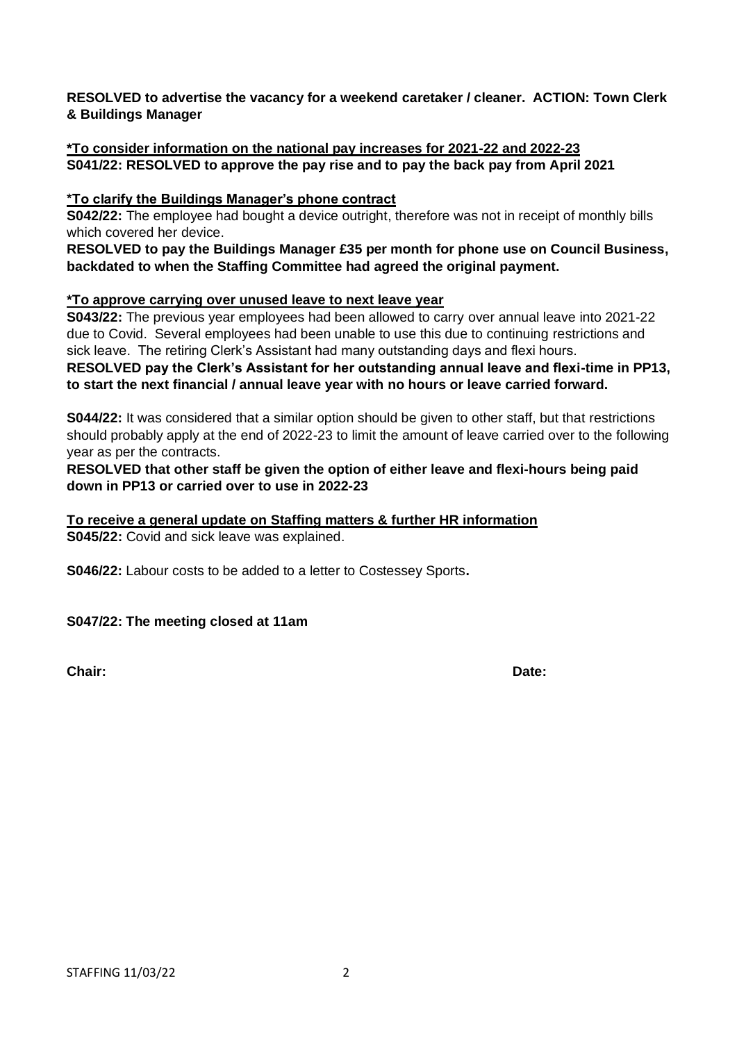**RESOLVED to advertise the vacancy for a weekend caretaker / cleaner. ACTION: Town Clerk & Buildings Manager**

**\*To consider information on the national pay increases for 2021-22 and 2022-23**
**S041/22: RESOLVED to approve the pay rise and to pay the back pay from April 2021**

**\*To clarify the Buildings Manager's phone contract**
**S042/22:** The employee had bought a device outright, therefore was not in receipt of monthly bills which covered her device.
**RESOLVED to pay the Buildings Manager £35 per month for phone use on Council Business, backdated to when the Staffing Committee had agreed the original payment.**

**\*To approve carrying over unused leave to next leave year**
**S043/22:** The previous year employees had been allowed to carry over annual leave into 2021-22 due to Covid. Several employees had been unable to use this due to continuing restrictions and sick leave. The retiring Clerk's Assistant had many outstanding days and flexi hours.
**RESOLVED pay the Clerk's Assistant for her outstanding annual leave and flexi-time in PP13, to start the next financial / annual leave year with no hours or leave carried forward.**

**S044/22:** It was considered that a similar option should be given to other staff, but that restrictions should probably apply at the end of 2022-23 to limit the amount of leave carried over to the following year as per the contracts.
**RESOLVED that other staff be given the option of either leave and flexi-hours being paid down in PP13 or carried over to use in 2022-23**

**To receive a general update on Staffing matters & further HR information**
**S045/22:** Covid and sick leave was explained.

**S046/22:** Labour costs to be added to a letter to Costessey Sports**.**

**S047/22: The meeting closed at 11am**

**Chair:** **Date:**